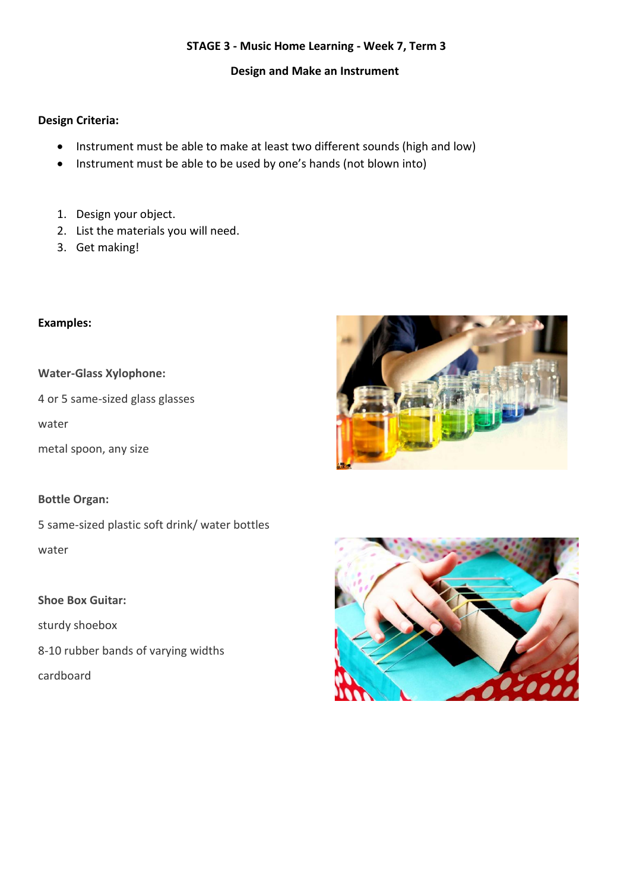**STAGE 3 - Music Home Learning - Week 7, Term 3**

**Design and Make an Instrument**

**Design Criteria:**

- Instrument must be able to make at least two different sounds (high and low)
- Instrument must be able to be used by one's hands (not blown into)

1. Design your object.
2. List the materials you will need.
3. Get making!

**Examples:**

**Water-Glass Xylophone:**

4 or 5 same-sized glass glasses

water

metal spoon, any size

**Bottle Organ:**

5 same-sized plastic soft drink/ water bottles

water

**Shoe Box Guitar:**

sturdy shoebox

8-10 rubber bands of varying widths

cardboard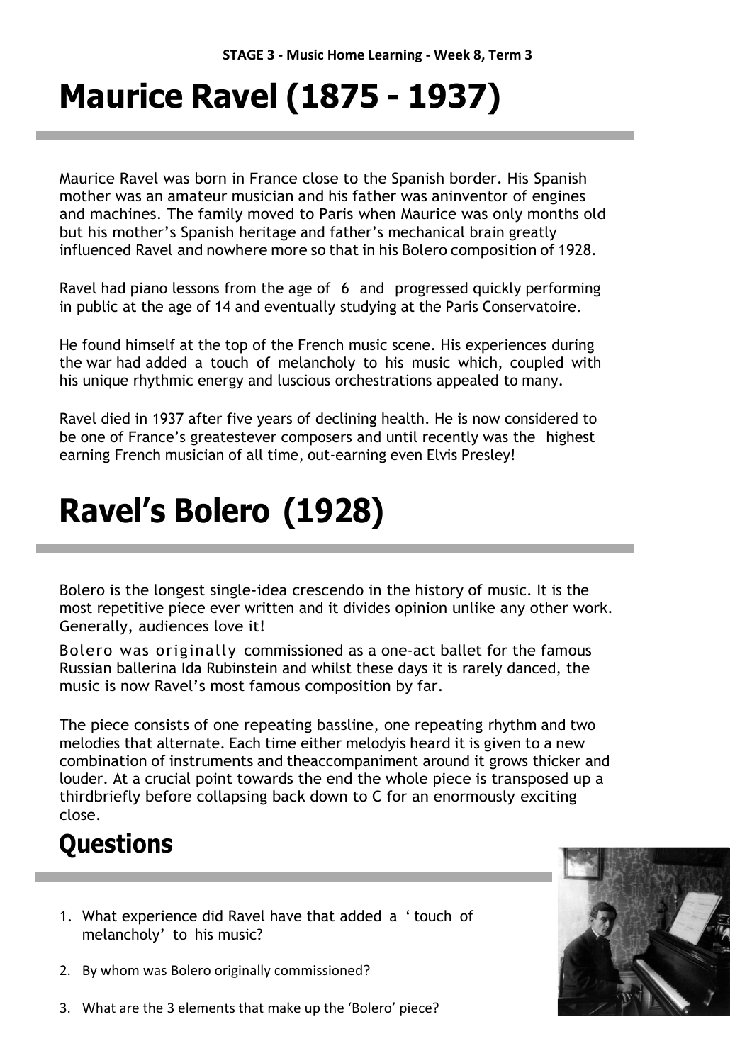**STAGE 3 - Music Home Learning - Week 8, Term 3**

# Maurice Ravel (1875 - 1937)

Maurice Ravel was born in France close to the Spanish border. His Spanish mother was an amateur musician and his father was aninventor of engines and machines. The family moved to Paris when Maurice was only months old but his mother's Spanish heritage and father's mechanical brain greatly influenced Ravel and nowhere more so that in his Bolero composition of 1928.

Ravel had piano lessons from the age of 6 and progressed quickly performing in public at the age of 14 and eventually studying at the Paris Conservatoire.

He found himself at the top of the French music scene. His experiences during the war had added a touch of melancholy to his music which, coupled with his unique rhythmic energy and luscious orchestrations appealed to many.

Ravel died in 1937 after five years of declining health. He is now considered to be one of France's greatestever composers and until recently was the highest earning French musician of all time, out-earning even Elvis Presley!

# Ravel's Bolero (1928)

Bolero is the longest single-idea crescendo in the history of music. It is the most repetitive piece ever written and it divides opinion unlike any other work. Generally, audiences love it!

Bolero was originally commissioned as a one-act ballet for the famous Russian ballerina Ida Rubinstein and whilst these days it is rarely danced, the music is now Ravel's most famous composition by far.

The piece consists of one repeating bassline, one repeating rhythm and two melodies that alternate. Each time either melodyis heard it is given to a new combination of instruments and theaccompaniment around it grows thicker and louder. At a crucial point towards the end the whole piece is transposed up a thirdbriefly before collapsing back down to C for an enormously exciting close.

## Questions

1. What experience did Ravel have that added a 'touch of melancholy' to his music?
2. By whom was Bolero originally commissioned?
3. What are the 3 elements that make up the 'Bolero' piece?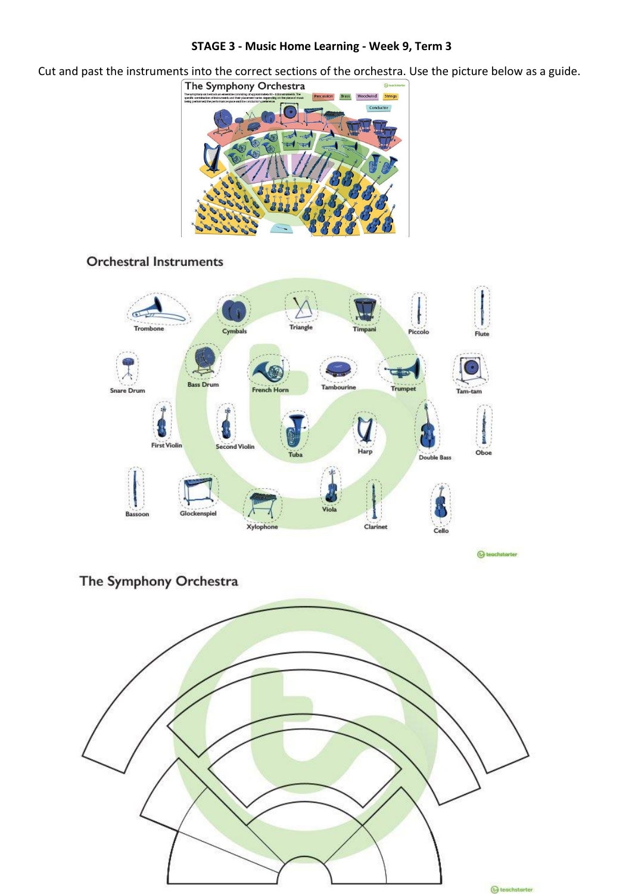**STAGE 3 - Music Home Learning - Week 9, Term 3**

Cut and past the instruments into the correct sections of the orchestra. Use the picture below as a guide.

## Orchestral Instruments

Trombone, Cymbals, Triangle, Timpani, Piccolo, Flute

Snare Drum, Bass Drum, French Horn, Tambourine, Trumpet, Tam-tam

First Violin, Second Violin, Tuba, Harp, Double Bass, Oboe

Bassoon, Glockenspiel, Xylophone, Viola, Clarinet, Cello

## The Symphony Orchestra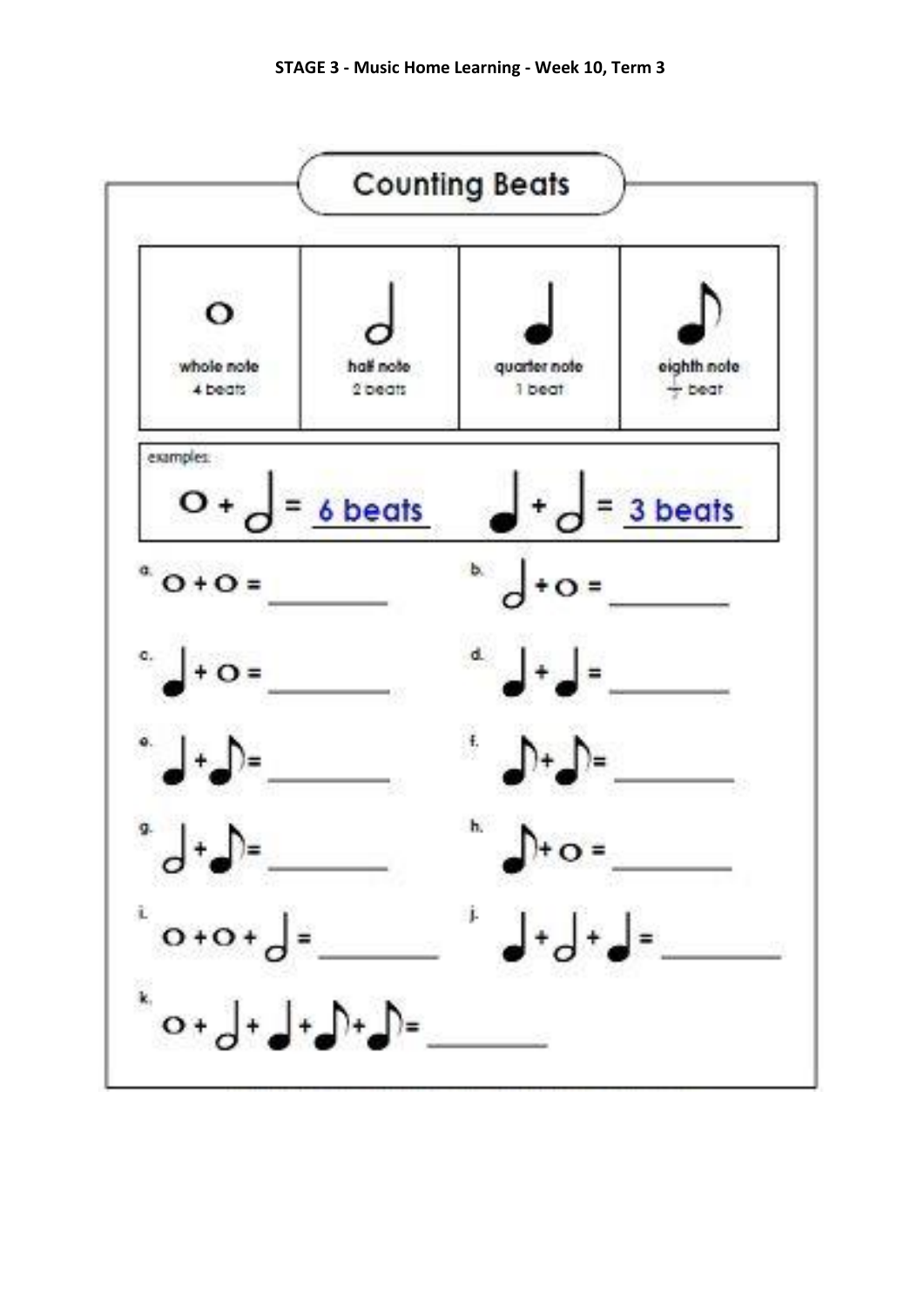**STAGE 3 - Music Home Learning - Week 10, Term 3**

# Counting Beats

| 𝅝 | 𝅗𝅥 | ♩ | ♪ |
|---|---|---|---|
| whole note 4 beats | half note 2 beats | quarter note 1 beat | eighth note $\frac{1}{2}$ beat |

examples:

𝅝 + 𝅗𝅥 = 6 beats

♩ + 𝅗𝅥 = 3 beats

a. 𝅝 + 𝅝 = ________

b. 𝅗𝅥 + 𝅝 = ________

c. ♩ + 𝅝 = ________

d. ♩ + ♩ = ________

e. ♩ + ♪ = ________

f. ♪ + ♪ = ________

g. 𝅗𝅥 + ♪ = ________

h. ♪ + 𝅝 = ________

i. 𝅝 + 𝅝 + 𝅗𝅥 = ________

j. ♩ + 𝅗𝅥 + ♩ = ________

k. 𝅝 + 𝅗𝅥 + ♩ + ♪ + ♪ = ________